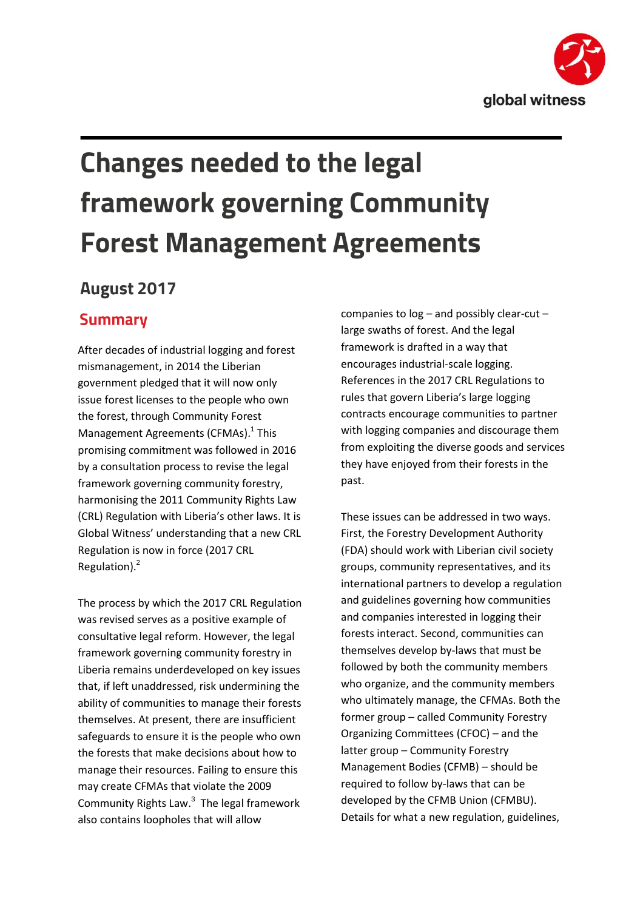# Changes needed to the legal framework governing Community Forest Management Agreements

## August 2017

## Summary

After decades of industrial logging and forest mismanagement, in 2014 the Liberian government pledged that it will now only issue forest licenses to the people who own the forest, through Community Forest Management Agreements (CFMAs).[1] This promising commitment was followed in 2016 by a consultation process to revise the legal framework governing community forestry, harmonising the 2011 Community Rights Law (CRL) Regulation with Liberia's other laws. It is Global Witness' understanding that a new CRL Regulation is now in force (2017 CRL Regulation).[2]

The process by which the 2017 CRL Regulation was revised serves as a positive example of consultative legal reform. However, the legal framework governing community forestry in Liberia remains underdeveloped on key issues that, if left unaddressed, risk undermining the ability of communities to manage their forests themselves. At present, there are insufficient safeguards to ensure it is the people who own the forests that make decisions about how to manage their resources. Failing to ensure this may create CFMAs that violate the 2009 Community Rights Law.[3] The legal framework also contains loopholes that will allow companies to log – and possibly clear-cut – large swaths of forest. And the legal framework is drafted in a way that encourages industrial-scale logging. References in the 2017 CRL Regulations to rules that govern Liberia's large logging contracts encourage communities to partner with logging companies and discourage them from exploiting the diverse goods and services they have enjoyed from their forests in the past.

These issues can be addressed in two ways. First, the Forestry Development Authority (FDA) should work with Liberian civil society groups, community representatives, and its international partners to develop a regulation and guidelines governing how communities and companies interested in logging their forests interact. Second, communities can themselves develop by-laws that must be followed by both the community members who organize, and the community members who ultimately manage, the CFMAs. Both the former group – called Community Forestry Organizing Committees (CFOC) – and the latter group – Community Forestry Management Bodies (CFMB) – should be required to follow by-laws that can be developed by the CFMB Union (CFMBU). Details for what a new regulation, guidelines,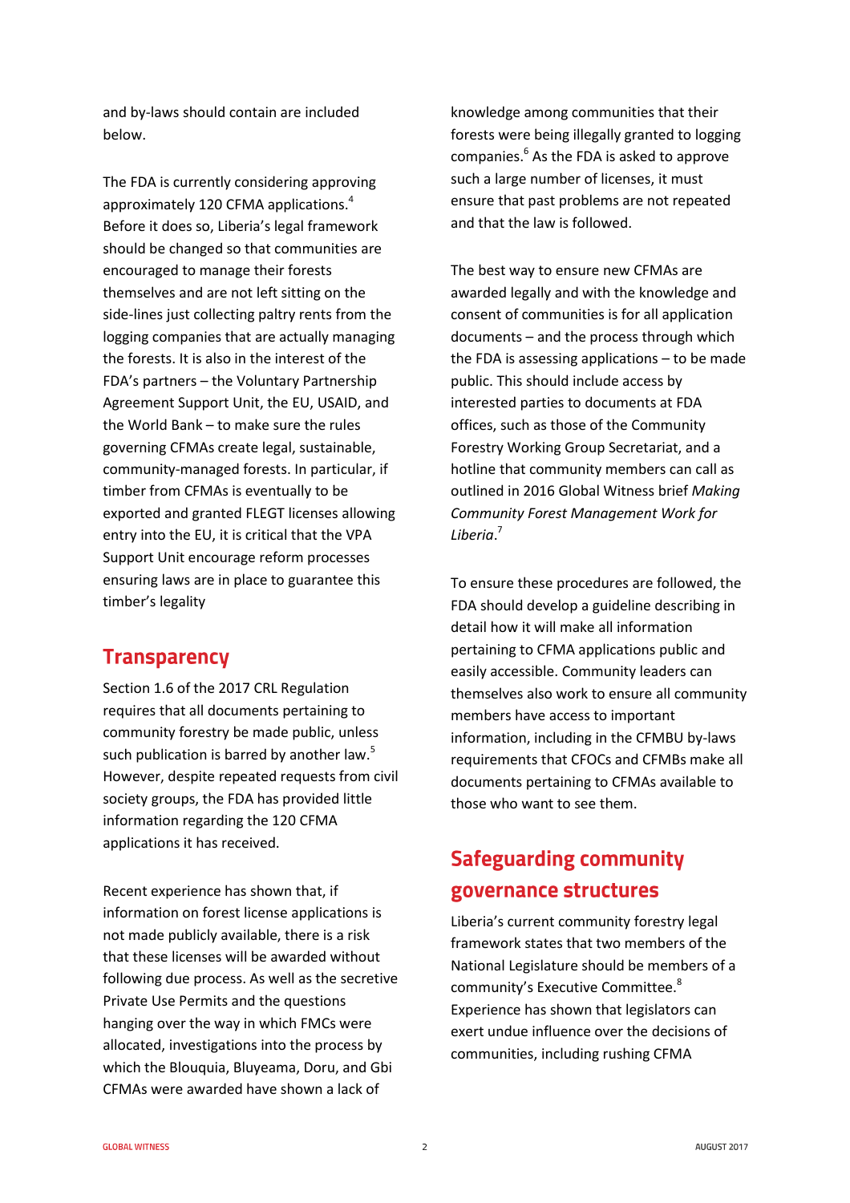and by-laws should contain are included below.

The FDA is currently considering approving approximately 120 CFMA applications.[4] Before it does so, Liberia's legal framework should be changed so that communities are encouraged to manage their forests themselves and are not left sitting on the side-lines just collecting paltry rents from the logging companies that are actually managing the forests. It is also in the interest of the FDA's partners – the Voluntary Partnership Agreement Support Unit, the EU, USAID, and the World Bank – to make sure the rules governing CFMAs create legal, sustainable, community-managed forests. In particular, if timber from CFMAs is eventually to be exported and granted FLEGT licenses allowing entry into the EU, it is critical that the VPA Support Unit encourage reform processes ensuring laws are in place to guarantee this timber's legality

## Transparency

Section 1.6 of the 2017 CRL Regulation requires that all documents pertaining to community forestry be made public, unless such publication is barred by another law.[5] However, despite repeated requests from civil society groups, the FDA has provided little information regarding the 120 CFMA applications it has received.

Recent experience has shown that, if information on forest license applications is not made publicly available, there is a risk that these licenses will be awarded without following due process. As well as the secretive Private Use Permits and the questions hanging over the way in which FMCs were allocated, investigations into the process by which the Blouquia, Bluyeama, Doru, and Gbi CFMAs were awarded have shown a lack of knowledge among communities that their forests were being illegally granted to logging companies.[6] As the FDA is asked to approve such a large number of licenses, it must ensure that past problems are not repeated and that the law is followed.

The best way to ensure new CFMAs are awarded legally and with the knowledge and consent of communities is for all application documents – and the process through which the FDA is assessing applications – to be made public. This should include access by interested parties to documents at FDA offices, such as those of the Community Forestry Working Group Secretariat, and a hotline that community members can call as outlined in 2016 Global Witness brief *Making Community Forest Management Work for Liberia*.[7]

To ensure these procedures are followed, the FDA should develop a guideline describing in detail how it will make all information pertaining to CFMA applications public and easily accessible. Community leaders can themselves also work to ensure all community members have access to important information, including in the CFMBU by-laws requirements that CFOCs and CFMBs make all documents pertaining to CFMAs available to those who want to see them.

## Safeguarding community governance structures

Liberia's current community forestry legal framework states that two members of the National Legislature should be members of a community's Executive Committee.[8] Experience has shown that legislators can exert undue influence over the decisions of communities, including rushing CFMA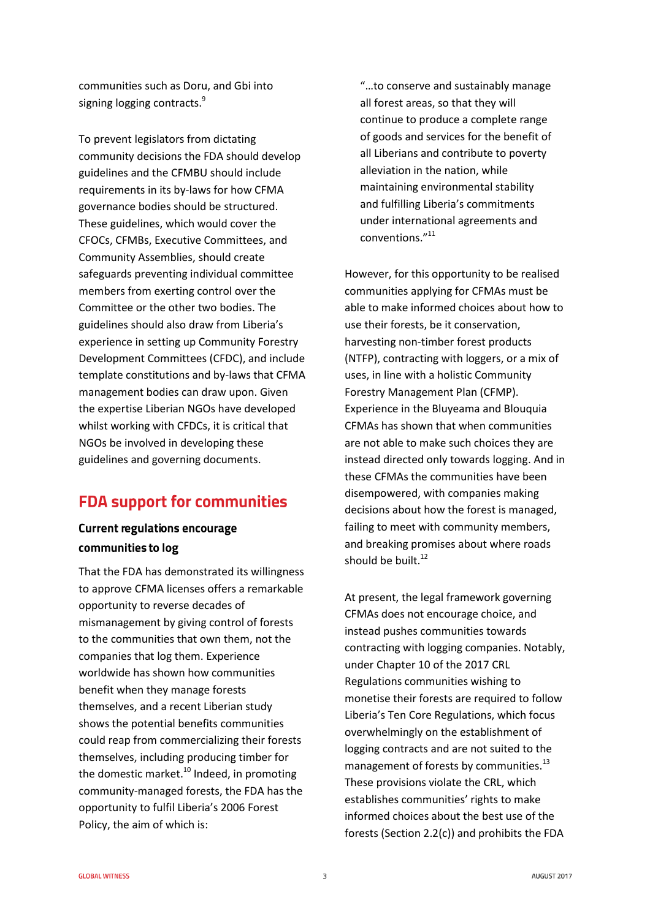communities such as Doru, and Gbi into signing logging contracts.[9]

To prevent legislators from dictating community decisions the FDA should develop guidelines and the CFMBU should include requirements in its by-laws for how CFMA governance bodies should be structured. These guidelines, which would cover the CFOCs, CFMBs, Executive Committees, and Community Assemblies, should create safeguards preventing individual committee members from exerting control over the Committee or the other two bodies. The guidelines should also draw from Liberia's experience in setting up Community Forestry Development Committees (CFDC), and include template constitutions and by-laws that CFMA management bodies can draw upon. Given the expertise Liberian NGOs have developed whilst working with CFDCs, it is critical that NGOs be involved in developing these guidelines and governing documents.

## FDA support for communities

### Current regulations encourage communities to log

That the FDA has demonstrated its willingness to approve CFMA licenses offers a remarkable opportunity to reverse decades of mismanagement by giving control of forests to the communities that own them, not the companies that log them. Experience worldwide has shown how communities benefit when they manage forests themselves, and a recent Liberian study shows the potential benefits communities could reap from commercializing their forests themselves, including producing timber for the domestic market.[10] Indeed, in promoting community-managed forests, the FDA has the opportunity to fulfil Liberia's 2006 Forest Policy, the aim of which is:

> "…to conserve and sustainably manage all forest areas, so that they will continue to produce a complete range of goods and services for the benefit of all Liberians and contribute to poverty alleviation in the nation, while maintaining environmental stability and fulfilling Liberia's commitments under international agreements and conventions."[11]

However, for this opportunity to be realised communities applying for CFMAs must be able to make informed choices about how to use their forests, be it conservation, harvesting non-timber forest products (NTFP), contracting with loggers, or a mix of uses, in line with a holistic Community Forestry Management Plan (CFMP). Experience in the Bluyeama and Blouquia CFMAs has shown that when communities are not able to make such choices they are instead directed only towards logging. And in these CFMAs the communities have been disempowered, with companies making decisions about how the forest is managed, failing to meet with community members, and breaking promises about where roads should be built.[12]

At present, the legal framework governing CFMAs does not encourage choice, and instead pushes communities towards contracting with logging companies. Notably, under Chapter 10 of the 2017 CRL Regulations communities wishing to monetise their forests are required to follow Liberia's Ten Core Regulations, which focus overwhelmingly on the establishment of logging contracts and are not suited to the management of forests by communities.[13] These provisions violate the CRL, which establishes communities' rights to make informed choices about the best use of the forests (Section 2.2(c)) and prohibits the FDA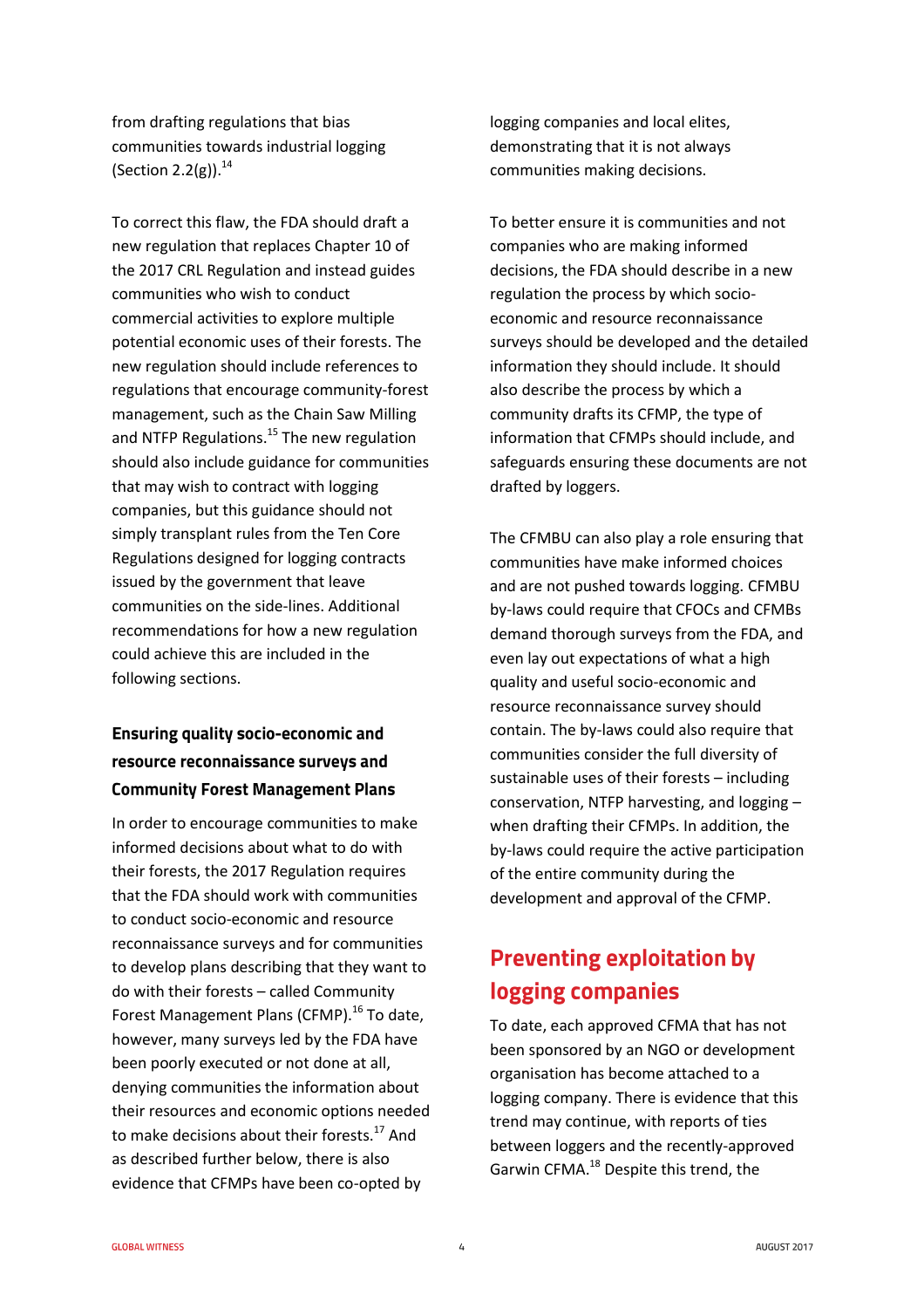from drafting regulations that bias communities towards industrial logging (Section 2.2(g)).[14]

To correct this flaw, the FDA should draft a new regulation that replaces Chapter 10 of the 2017 CRL Regulation and instead guides communities who wish to conduct commercial activities to explore multiple potential economic uses of their forests. The new regulation should include references to regulations that encourage community-forest management, such as the Chain Saw Milling and NTFP Regulations.[15] The new regulation should also include guidance for communities that may wish to contract with logging companies, but this guidance should not simply transplant rules from the Ten Core Regulations designed for logging contracts issued by the government that leave communities on the side-lines. Additional recommendations for how a new regulation could achieve this are included in the following sections.

### Ensuring quality socio-economic and resource reconnaissance surveys and Community Forest Management Plans

In order to encourage communities to make informed decisions about what to do with their forests, the 2017 Regulation requires that the FDA should work with communities to conduct socio-economic and resource reconnaissance surveys and for communities to develop plans describing that they want to do with their forests – called Community Forest Management Plans (CFMP).[16] To date, however, many surveys led by the FDA have been poorly executed or not done at all, denying communities the information about their resources and economic options needed to make decisions about their forests.[17] And as described further below, there is also evidence that CFMPs have been co-opted by logging companies and local elites, demonstrating that it is not always communities making decisions.

To better ensure it is communities and not companies who are making informed decisions, the FDA should describe in a new regulation the process by which socio-economic and resource reconnaissance surveys should be developed and the detailed information they should include. It should also describe the process by which a community drafts its CFMP, the type of information that CFMPs should include, and safeguards ensuring these documents are not drafted by loggers.

The CFMBU can also play a role ensuring that communities have make informed choices and are not pushed towards logging. CFMBU by-laws could require that CFOCs and CFMBs demand thorough surveys from the FDA, and even lay out expectations of what a high quality and useful socio-economic and resource reconnaissance survey should contain. The by-laws could also require that communities consider the full diversity of sustainable uses of their forests – including conservation, NTFP harvesting, and logging – when drafting their CFMPs. In addition, the by-laws could require the active participation of the entire community during the development and approval of the CFMP.

## Preventing exploitation by logging companies

To date, each approved CFMA that has not been sponsored by an NGO or development organisation has become attached to a logging company. There is evidence that this trend may continue, with reports of ties between loggers and the recently-approved Garwin CFMA.[18] Despite this trend, the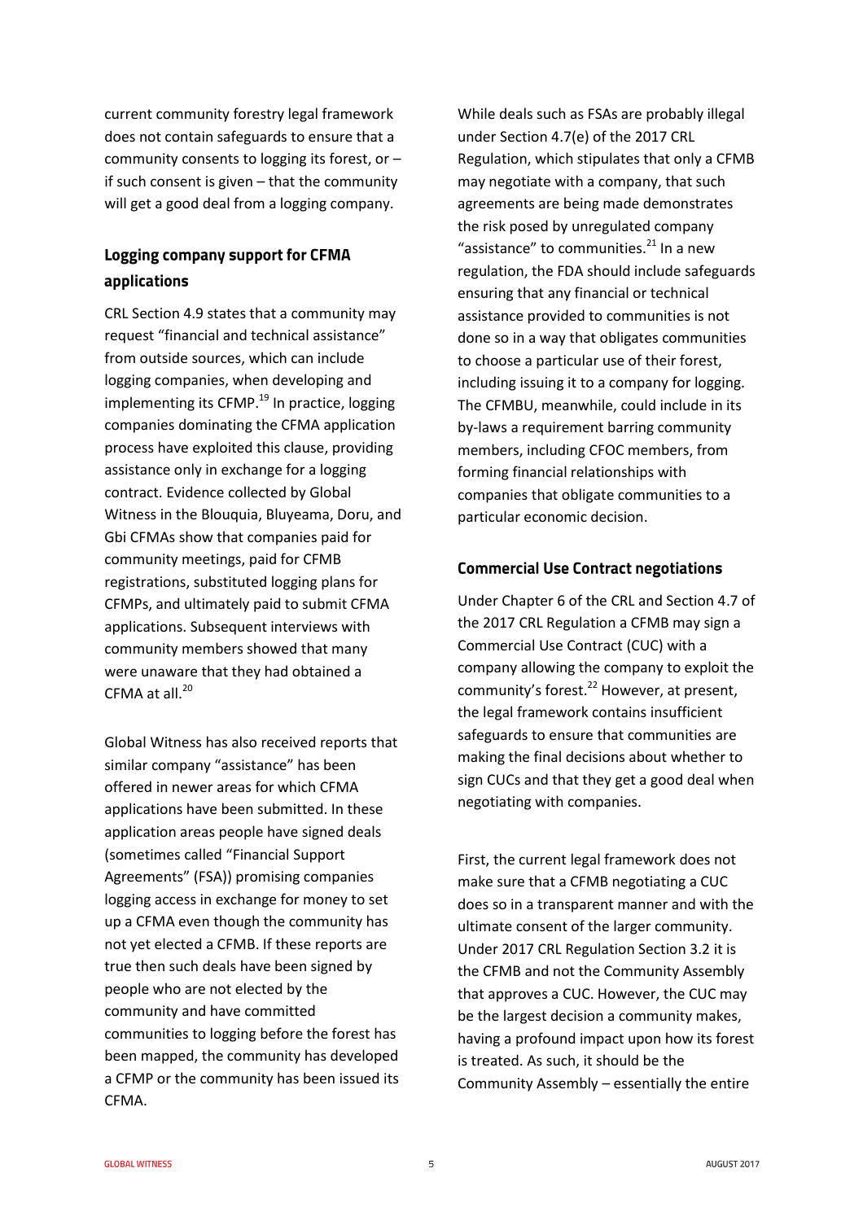current community forestry legal framework does not contain safeguards to ensure that a community consents to logging its forest, or – if such consent is given – that the community will get a good deal from a logging company.

### Logging company support for CFMA applications

CRL Section 4.9 states that a community may request "financial and technical assistance" from outside sources, which can include logging companies, when developing and implementing its CFMP.[19] In practice, logging companies dominating the CFMA application process have exploited this clause, providing assistance only in exchange for a logging contract. Evidence collected by Global Witness in the Blouquia, Bluyeama, Doru, and Gbi CFMAs show that companies paid for community meetings, paid for CFMB registrations, substituted logging plans for CFMPs, and ultimately paid to submit CFMA applications. Subsequent interviews with community members showed that many were unaware that they had obtained a CFMA at all.[20]

Global Witness has also received reports that similar company "assistance" has been offered in newer areas for which CFMA applications have been submitted. In these application areas people have signed deals (sometimes called "Financial Support Agreements" (FSA)) promising companies logging access in exchange for money to set up a CFMA even though the community has not yet elected a CFMB. If these reports are true then such deals have been signed by people who are not elected by the community and have committed communities to logging before the forest has been mapped, the community has developed a CFMP or the community has been issued its CFMA.

While deals such as FSAs are probably illegal under Section 4.7(e) of the 2017 CRL Regulation, which stipulates that only a CFMB may negotiate with a company, that such agreements are being made demonstrates the risk posed by unregulated company "assistance" to communities.[21] In a new regulation, the FDA should include safeguards ensuring that any financial or technical assistance provided to communities is not done so in a way that obligates communities to choose a particular use of their forest, including issuing it to a company for logging. The CFMBU, meanwhile, could include in its by-laws a requirement barring community members, including CFOC members, from forming financial relationships with companies that obligate communities to a particular economic decision.

### Commercial Use Contract negotiations

Under Chapter 6 of the CRL and Section 4.7 of the 2017 CRL Regulation a CFMB may sign a Commercial Use Contract (CUC) with a company allowing the company to exploit the community's forest.[22] However, at present, the legal framework contains insufficient safeguards to ensure that communities are making the final decisions about whether to sign CUCs and that they get a good deal when negotiating with companies.

First, the current legal framework does not make sure that a CFMB negotiating a CUC does so in a transparent manner and with the ultimate consent of the larger community. Under 2017 CRL Regulation Section 3.2 it is the CFMB and not the Community Assembly that approves a CUC. However, the CUC may be the largest decision a community makes, having a profound impact upon how its forest is treated. As such, it should be the Community Assembly – essentially the entire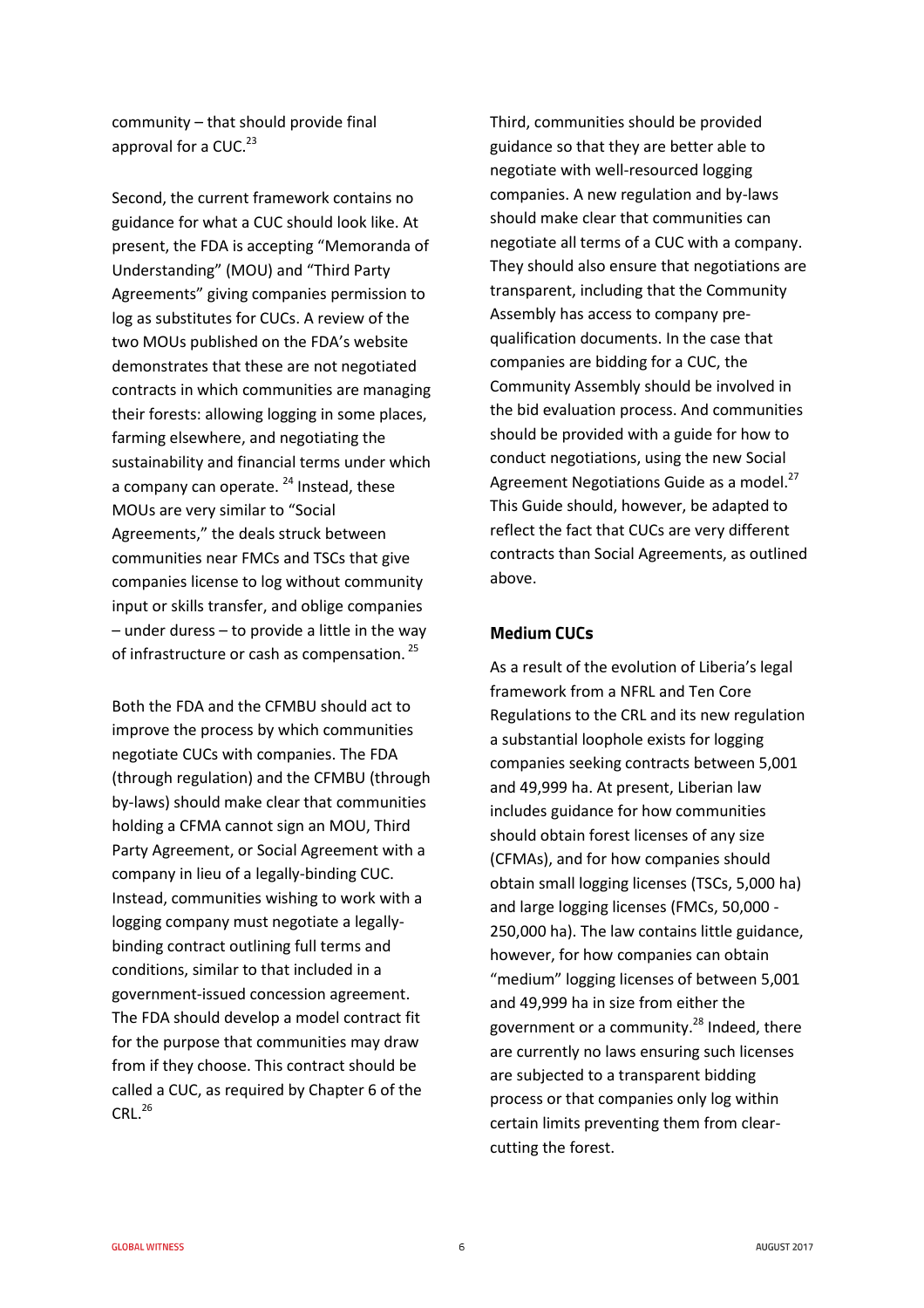community – that should provide final approval for a CUC.[23]

Second, the current framework contains no guidance for what a CUC should look like. At present, the FDA is accepting "Memoranda of Understanding" (MOU) and "Third Party Agreements" giving companies permission to log as substitutes for CUCs. A review of the two MOUs published on the FDA's website demonstrates that these are not negotiated contracts in which communities are managing their forests: allowing logging in some places, farming elsewhere, and negotiating the sustainability and financial terms under which a company can operate. [24] Instead, these MOUs are very similar to "Social Agreements," the deals struck between communities near FMCs and TSCs that give companies license to log without community input or skills transfer, and oblige companies – under duress – to provide a little in the way of infrastructure or cash as compensation. [25]

Both the FDA and the CFMBU should act to improve the process by which communities negotiate CUCs with companies. The FDA (through regulation) and the CFMBU (through by-laws) should make clear that communities holding a CFMA cannot sign an MOU, Third Party Agreement, or Social Agreement with a company in lieu of a legally-binding CUC. Instead, communities wishing to work with a logging company must negotiate a legally-binding contract outlining full terms and conditions, similar to that included in a government-issued concession agreement. The FDA should develop a model contract fit for the purpose that communities may draw from if they choose. This contract should be called a CUC, as required by Chapter 6 of the CRL.[26]

Third, communities should be provided guidance so that they are better able to negotiate with well-resourced logging companies. A new regulation and by-laws should make clear that communities can negotiate all terms of a CUC with a company. They should also ensure that negotiations are transparent, including that the Community Assembly has access to company pre-qualification documents. In the case that companies are bidding for a CUC, the Community Assembly should be involved in the bid evaluation process. And communities should be provided with a guide for how to conduct negotiations, using the new Social Agreement Negotiations Guide as a model.[27] This Guide should, however, be adapted to reflect the fact that CUCs are very different contracts than Social Agreements, as outlined above.

### Medium CUCs

As a result of the evolution of Liberia's legal framework from a NFRL and Ten Core Regulations to the CRL and its new regulation a substantial loophole exists for logging companies seeking contracts between 5,001 and 49,999 ha. At present, Liberian law includes guidance for how communities should obtain forest licenses of any size (CFMAs), and for how companies should obtain small logging licenses (TSCs, 5,000 ha) and large logging licenses (FMCs, 50,000 - 250,000 ha). The law contains little guidance, however, for how companies can obtain "medium" logging licenses of between 5,001 and 49,999 ha in size from either the government or a community.[28] Indeed, there are currently no laws ensuring such licenses are subjected to a transparent bidding process or that companies only log within certain limits preventing them from clear-cutting the forest.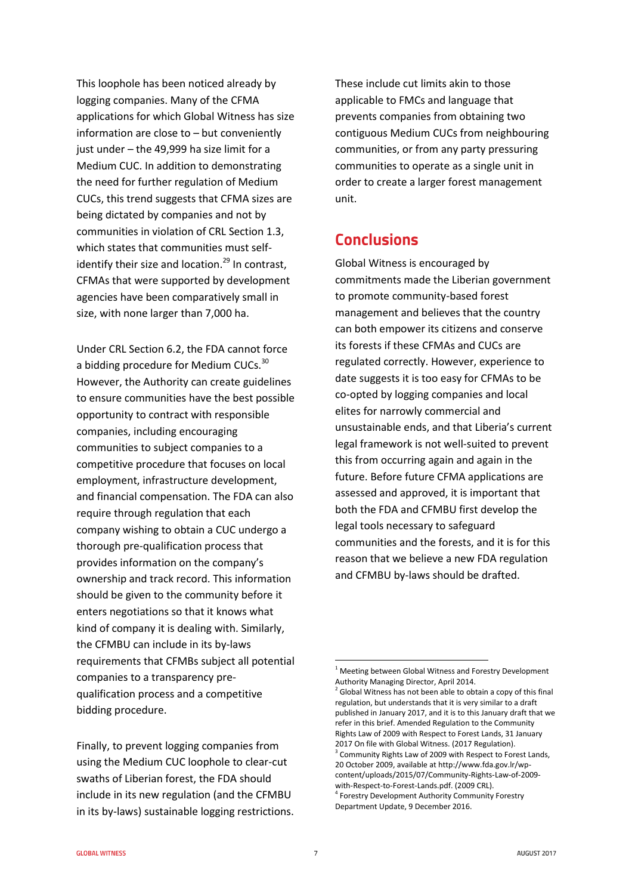This loophole has been noticed already by logging companies. Many of the CFMA applications for which Global Witness has size information are close to – but conveniently just under – the 49,999 ha size limit for a Medium CUC. In addition to demonstrating the need for further regulation of Medium CUCs, this trend suggests that CFMA sizes are being dictated by companies and not by communities in violation of CRL Section 1.3, which states that communities must self-identify their size and location.[29] In contrast, CFMAs that were supported by development agencies have been comparatively small in size, with none larger than 7,000 ha.

Under CRL Section 6.2, the FDA cannot force a bidding procedure for Medium CUCs.[30] However, the Authority can create guidelines to ensure communities have the best possible opportunity to contract with responsible companies, including encouraging communities to subject companies to a competitive procedure that focuses on local employment, infrastructure development, and financial compensation. The FDA can also require through regulation that each company wishing to obtain a CUC undergo a thorough pre-qualification process that provides information on the company's ownership and track record. This information should be given to the community before it enters negotiations so that it knows what kind of company it is dealing with. Similarly, the CFMBU can include in its by-laws requirements that CFMBs subject all potential companies to a transparency pre-qualification process and a competitive bidding procedure.

Finally, to prevent logging companies from using the Medium CUC loophole to clear-cut swaths of Liberian forest, the FDA should include in its new regulation (and the CFMBU in its by-laws) sustainable logging restrictions. These include cut limits akin to those applicable to FMCs and language that prevents companies from obtaining two contiguous Medium CUCs from neighbouring communities, or from any party pressuring communities to operate as a single unit in order to create a larger forest management unit.

## Conclusions

Global Witness is encouraged by commitments made the Liberian government to promote community-based forest management and believes that the country can both empower its citizens and conserve its forests if these CFMAs and CUCs are regulated correctly. However, experience to date suggests it is too easy for CFMAs to be co-opted by logging companies and local elites for narrowly commercial and unsustainable ends, and that Liberia's current legal framework is not well-suited to prevent this from occurring again and again in the future. Before future CFMA applications are assessed and approved, it is important that both the FDA and CFMBU first develop the legal tools necessary to safeguard communities and the forests, and it is for this reason that we believe a new FDA regulation and CFMBU by-laws should be drafted.

---

[1] Meeting between Global Witness and Forestry Development Authority Managing Director, April 2014.

[2] Global Witness has not been able to obtain a copy of this final regulation, but understands that it is very similar to a draft published in January 2017, and it is to this January draft that we refer in this brief. Amended Regulation to the Community Rights Law of 2009 with Respect to Forest Lands, 31 January 2017 On file with Global Witness. (2017 Regulation).

[3] Community Rights Law of 2009 with Respect to Forest Lands, 20 October 2009, available at http://www.fda.gov.lr/wp-content/uploads/2015/07/Community-Rights-Law-of-2009-with-Respect-to-Forest-Lands.pdf. (2009 CRL).

[4] Forestry Development Authority Community Forestry Department Update, 9 December 2016.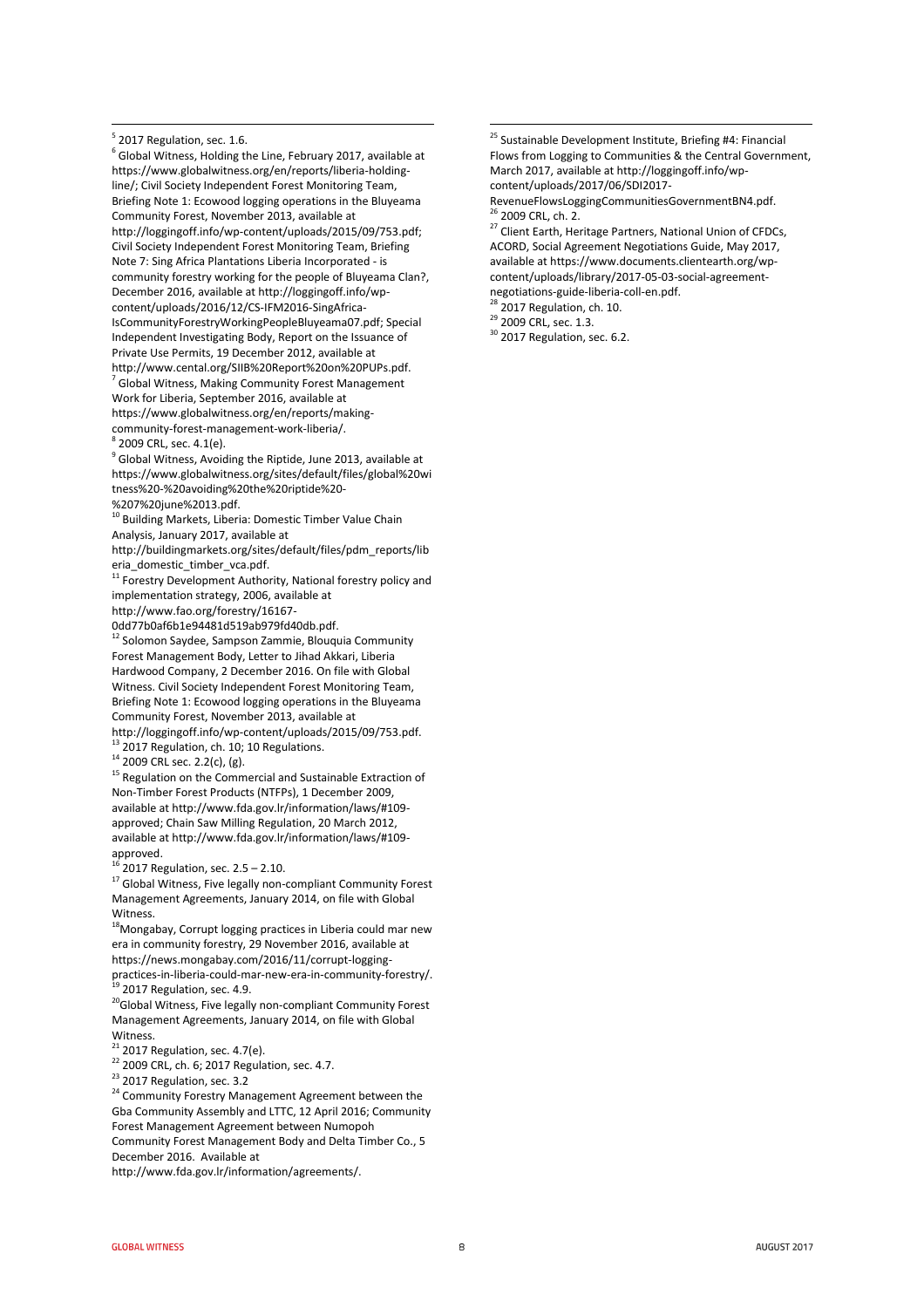[5] 2017 Regulation, sec. 1.6.

[6] Global Witness, Holding the Line, February 2017, available at https://www.globalwitness.org/en/reports/liberia-holding-line/; Civil Society Independent Forest Monitoring Team, Briefing Note 1: Ecowood logging operations in the Bluyeama Community Forest, November 2013, available at http://loggingoff.info/wp-content/uploads/2015/09/753.pdf; Civil Society Independent Forest Monitoring Team, Briefing Note 7: Sing Africa Plantations Liberia Incorporated - is community forestry working for the people of Bluyeama Clan?, December 2016, available at http://loggingoff.info/wp-content/uploads/2016/12/CS-IFM2016-SingAfrica-IsCommunityForestryWorkingPeopleBluyeama07.pdf; Special Independent Investigating Body, Report on the Issuance of Private Use Permits, 19 December 2012, available at http://www.cental.org/SIIB%20Report%20on%20PUPs.pdf.

[7] Global Witness, Making Community Forest Management Work for Liberia, September 2016, available at https://www.globalwitness.org/en/reports/making-community-forest-management-work-liberia/.

[8] 2009 CRL, sec. 4.1(e).

[9] Global Witness, Avoiding the Riptide, June 2013, available at https://www.globalwitness.org/sites/default/files/global%20witness%20-%20avoiding%20the%20riptide%20-%207%20june%2013.pdf.

[10] Building Markets, Liberia: Domestic Timber Value Chain Analysis, January 2017, available at http://buildingmarkets.org/sites/default/files/pdm_reports/liberia_domestic_timber_vca.pdf.

[11] Forestry Development Authority, National forestry policy and implementation strategy, 2006, available at http://www.fao.org/forestry/16167-0dd77b0af6b1e94481d519ab979fd40db.pdf.

[12] Solomon Saydee, Sampson Zammie, Blouquia Community Forest Management Body, Letter to Jihad Akkari, Liberia Hardwood Company, 2 December 2016. On file with Global Witness. Civil Society Independent Forest Monitoring Team, Briefing Note 1: Ecowood logging operations in the Bluyeama Community Forest, November 2013, available at http://loggingoff.info/wp-content/uploads/2015/09/753.pdf.

[13] 2017 Regulation, ch. 10; 10 Regulations.

[14] 2009 CRL sec. 2.2(c), (g).

[15] Regulation on the Commercial and Sustainable Extraction of Non-Timber Forest Products (NTFPs), 1 December 2009, available at http://www.fda.gov.lr/information/laws/#109-approved; Chain Saw Milling Regulation, 20 March 2012, available at http://www.fda.gov.lr/information/laws/#109-approved.

[16] 2017 Regulation, sec. 2.5 – 2.10.

[17] Global Witness, Five legally non-compliant Community Forest Management Agreements, January 2014, on file with Global Witness.

[18] Mongabay, Corrupt logging practices in Liberia could mar new era in community forestry, 29 November 2016, available at https://news.mongabay.com/2016/11/corrupt-logging-practices-in-liberia-could-mar-new-era-in-community-forestry/.

[19] 2017 Regulation, sec. 4.9.

[20] Global Witness, Five legally non-compliant Community Forest Management Agreements, January 2014, on file with Global Witness.

[21] 2017 Regulation, sec. 4.7(e).

[22] 2009 CRL, ch. 6; 2017 Regulation, sec. 4.7.

[23] 2017 Regulation, sec. 3.2

[24] Community Forestry Management Agreement between the Gba Community Assembly and LTTC, 12 April 2016; Community Forest Management Agreement between Numopoh Community Forest Management Body and Delta Timber Co., 5 December 2016. Available at http://www.fda.gov.lr/information/agreements/.

[25] Sustainable Development Institute, Briefing #4: Financial Flows from Logging to Communities & the Central Government, March 2017, available at http://loggingoff.info/wp-content/uploads/2017/06/SDI2017-RevenueFlowsLoggingCommunitiesGovernmentBN4.pdf.

[26] 2009 CRL, ch. 2.

[27] Client Earth, Heritage Partners, National Union of CFDCs, ACORD, Social Agreement Negotiations Guide, May 2017, available at https://www.documents.clientearth.org/wp-content/uploads/library/2017-05-03-social-agreement-negotiations-guide-liberia-coll-en.pdf.

[28] 2017 Regulation, ch. 10.

[29] 2009 CRL, sec. 1.3.

[30] 2017 Regulation, sec. 6.2.